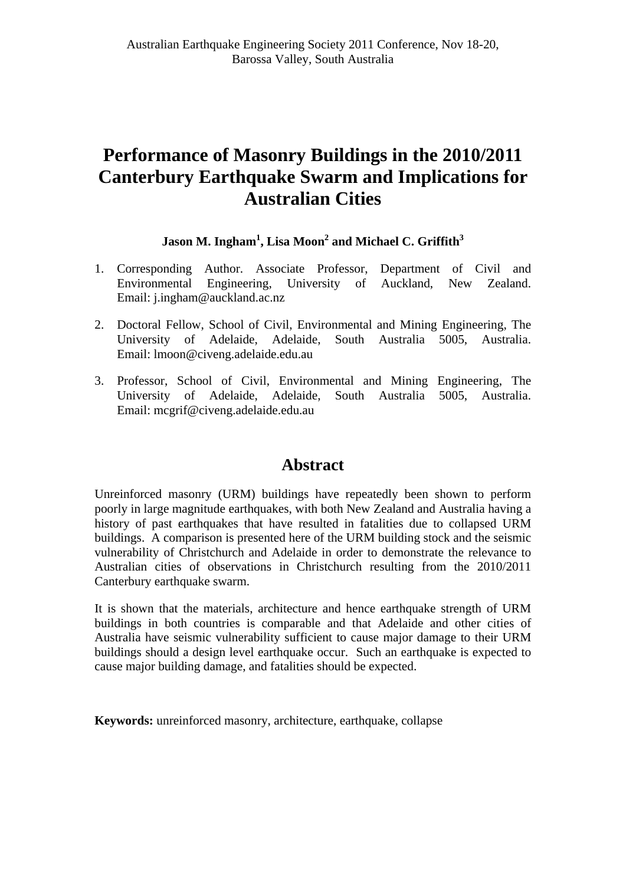Australian Earthquake Engineering Society 2011 Conference, Nov 18-20, Barossa Valley, South Australia

# Performance of Masonry Buildings in the 2010/2011 Canterbury Earthquake Swarm and Implications for Australian Cities

**Jason M. Ingham[1], Lisa Moon[2] and Michael C. Griffith[3]**

1. Corresponding Author. Associate Professor, Department of Civil and Environmental Engineering, University of Auckland, New Zealand. Email: j.ingham@auckland.ac.nz
2. Doctoral Fellow, School of Civil, Environmental and Mining Engineering, The University of Adelaide, Adelaide, South Australia 5005, Australia. Email: lmoon@civeng.adelaide.edu.au
3. Professor, School of Civil, Environmental and Mining Engineering, The University of Adelaide, Adelaide, South Australia 5005, Australia. Email: mcgrif@civeng.adelaide.edu.au

## Abstract

Unreinforced masonry (URM) buildings have repeatedly been shown to perform poorly in large magnitude earthquakes, with both New Zealand and Australia having a history of past earthquakes that have resulted in fatalities due to collapsed URM buildings. A comparison is presented here of the URM building stock and the seismic vulnerability of Christchurch and Adelaide in order to demonstrate the relevance to Australian cities of observations in Christchurch resulting from the 2010/2011 Canterbury earthquake swarm.

It is shown that the materials, architecture and hence earthquake strength of URM buildings in both countries is comparable and that Adelaide and other cities of Australia have seismic vulnerability sufficient to cause major damage to their URM buildings should a design level earthquake occur. Such an earthquake is expected to cause major building damage, and fatalities should be expected.

**Keywords:** unreinforced masonry, architecture, earthquake, collapse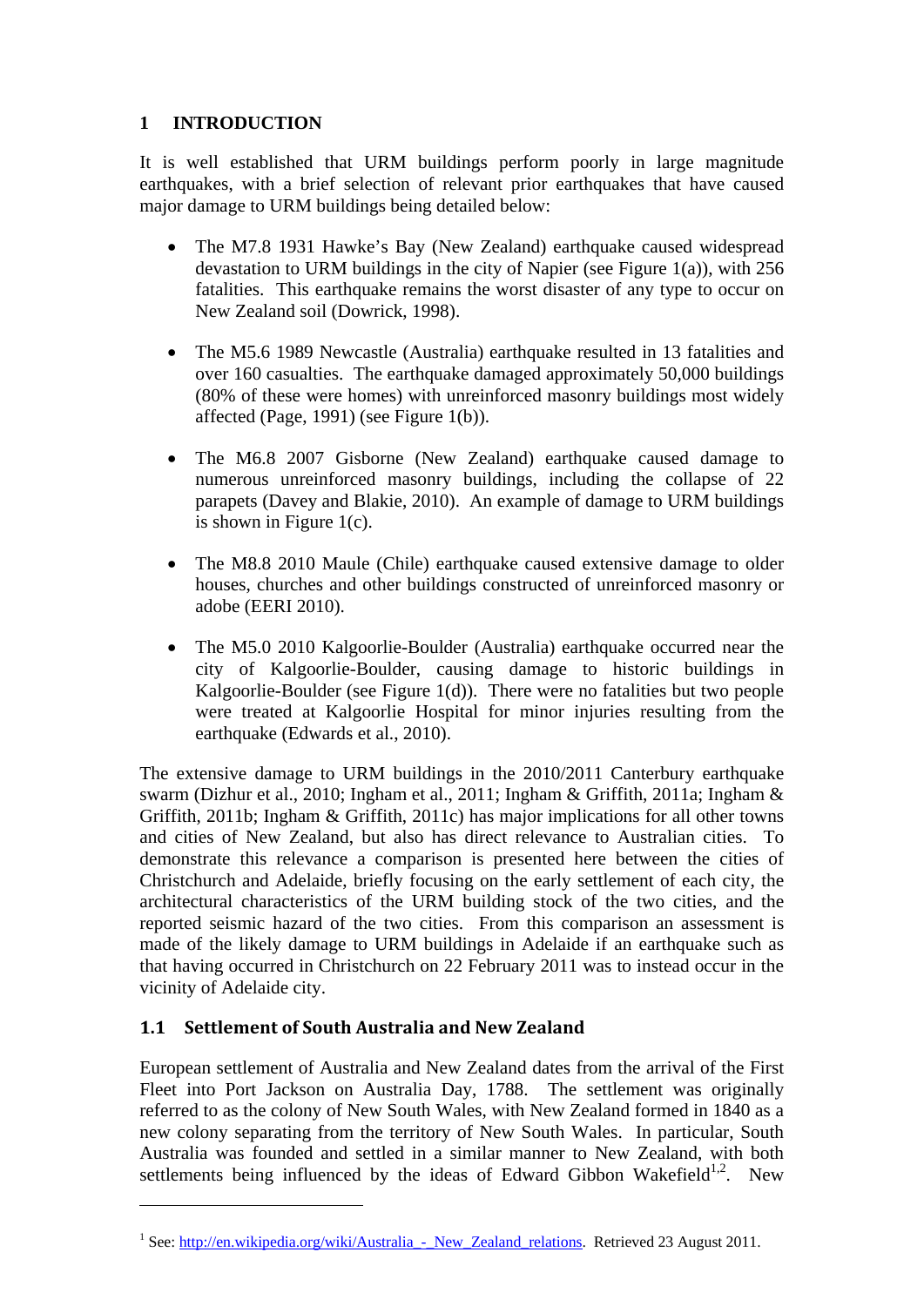# 1 INTRODUCTION

It is well established that URM buildings perform poorly in large magnitude earthquakes, with a brief selection of relevant prior earthquakes that have caused major damage to URM buildings being detailed below:

- The M7.8 1931 Hawke's Bay (New Zealand) earthquake caused widespread devastation to URM buildings in the city of Napier (see Figure 1(a)), with 256 fatalities. This earthquake remains the worst disaster of any type to occur on New Zealand soil (Dowrick, 1998).

- The M5.6 1989 Newcastle (Australia) earthquake resulted in 13 fatalities and over 160 casualties. The earthquake damaged approximately 50,000 buildings (80% of these were homes) with unreinforced masonry buildings most widely affected (Page, 1991) (see Figure 1(b)).

- The M6.8 2007 Gisborne (New Zealand) earthquake caused damage to numerous unreinforced masonry buildings, including the collapse of 22 parapets (Davey and Blakie, 2010). An example of damage to URM buildings is shown in Figure 1(c).

- The M8.8 2010 Maule (Chile) earthquake caused extensive damage to older houses, churches and other buildings constructed of unreinforced masonry or adobe (EERI 2010).

- The M5.0 2010 Kalgoorlie-Boulder (Australia) earthquake occurred near the city of Kalgoorlie-Boulder, causing damage to historic buildings in Kalgoorlie-Boulder (see Figure 1(d)). There were no fatalities but two people were treated at Kalgoorlie Hospital for minor injuries resulting from the earthquake (Edwards et al., 2010).

The extensive damage to URM buildings in the 2010/2011 Canterbury earthquake swarm (Dizhur et al., 2010; Ingham et al., 2011; Ingham & Griffith, 2011a; Ingham & Griffith, 2011b; Ingham & Griffith, 2011c) has major implications for all other towns and cities of New Zealand, but also has direct relevance to Australian cities. To demonstrate this relevance a comparison is presented here between the cities of Christchurch and Adelaide, briefly focusing on the early settlement of each city, the architectural characteristics of the URM building stock of the two cities, and the reported seismic hazard of the two cities. From this comparison an assessment is made of the likely damage to URM buildings in Adelaide if an earthquake such as that having occurred in Christchurch on 22 February 2011 was to instead occur in the vicinity of Adelaide city.

## 1.1 Settlement of South Australia and New Zealand

European settlement of Australia and New Zealand dates from the arrival of the First Fleet into Port Jackson on Australia Day, 1788. The settlement was originally referred to as the colony of New South Wales, with New Zealand formed in 1840 as a new colony separating from the territory of New South Wales. In particular, South Australia was founded and settled in a similar manner to New Zealand, with both settlements being influenced by the ideas of Edward Gibbon Wakefield[1,2]. New

---

[1] See: http://en.wikipedia.org/wiki/Australia_-_New_Zealand_relations. Retrieved 23 August 2011.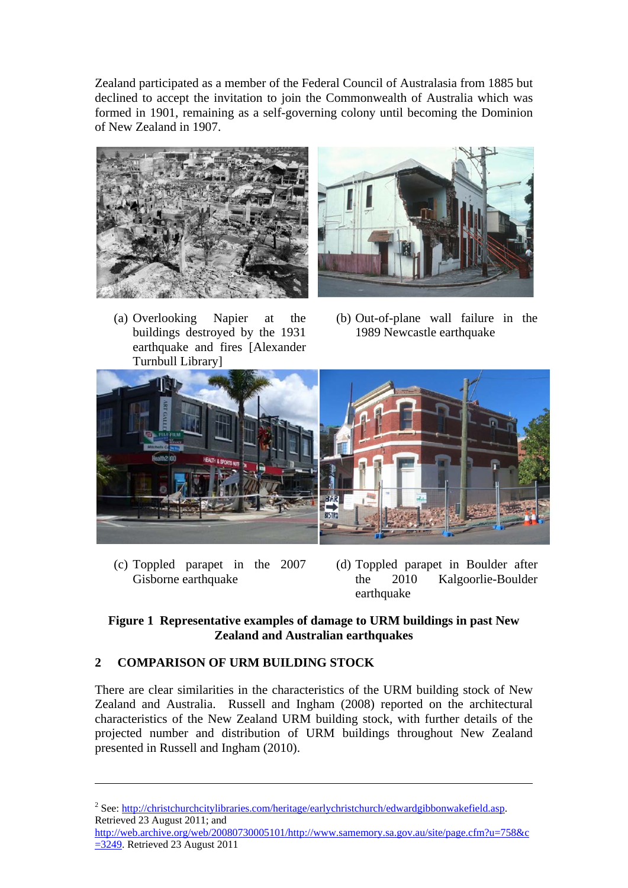Zealand participated as a member of the Federal Council of Australasia from 1885 but declined to accept the invitation to join the Commonwealth of Australia which was formed in 1901, remaining as a self-governing colony until becoming the Dominion of New Zealand in 1907.

(a) Overlooking Napier at the buildings destroyed by the 1931 earthquake and fires [Alexander Turnbull Library]

(b) Out-of-plane wall failure in the 1989 Newcastle earthquake

(c) Toppled parapet in the 2007 Gisborne earthquake

(d) Toppled parapet in Boulder after the 2010 Kalgoorlie-Boulder earthquake

**Figure 1 Representative examples of damage to URM buildings in past New Zealand and Australian earthquakes**

## 2 COMPARISON OF URM BUILDING STOCK

There are clear similarities in the characteristics of the URM building stock of New Zealand and Australia. Russell and Ingham (2008) reported on the architectural characteristics of the New Zealand URM building stock, with further details of the projected number and distribution of URM buildings throughout New Zealand presented in Russell and Ingham (2010).

---

[2] See: http://christchurchcitylibraries.com/heritage/earlychristchurch/edwardgibbonwakefield.asp. Retrieved 23 August 2011; and http://web.archive.org/web/20080730005101/http://www.samemory.sa.gov.au/site/page.cfm?u=758&c=3249. Retrieved 23 August 2011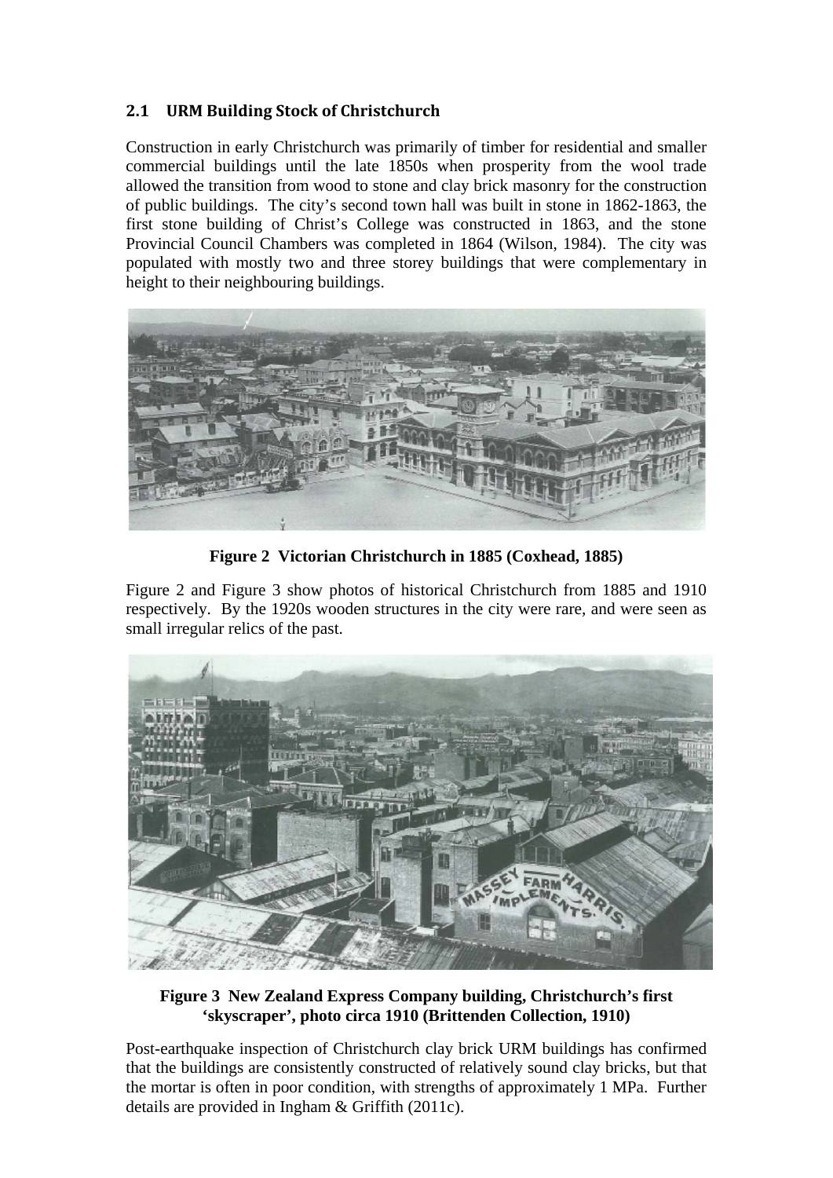## 2.1 URM Building Stock of Christchurch

Construction in early Christchurch was primarily of timber for residential and smaller commercial buildings until the late 1850s when prosperity from the wool trade allowed the transition from wood to stone and clay brick masonry for the construction of public buildings. The city's second town hall was built in stone in 1862-1863, the first stone building of Christ's College was constructed in 1863, and the stone Provincial Council Chambers was completed in 1864 (Wilson, 1984). The city was populated with mostly two and three storey buildings that were complementary in height to their neighbouring buildings.

**Figure 2 Victorian Christchurch in 1885 (Coxhead, 1885)**

Figure 2 and Figure 3 show photos of historical Christchurch from 1885 and 1910 respectively. By the 1920s wooden structures in the city were rare, and were seen as small irregular relics of the past.

**Figure 3 New Zealand Express Company building, Christchurch's first 'skyscraper', photo circa 1910 (Brittenden Collection, 1910)**

Post-earthquake inspection of Christchurch clay brick URM buildings has confirmed that the buildings are consistently constructed of relatively sound clay bricks, but that the mortar is often in poor condition, with strengths of approximately 1 MPa. Further details are provided in Ingham & Griffith (2011c).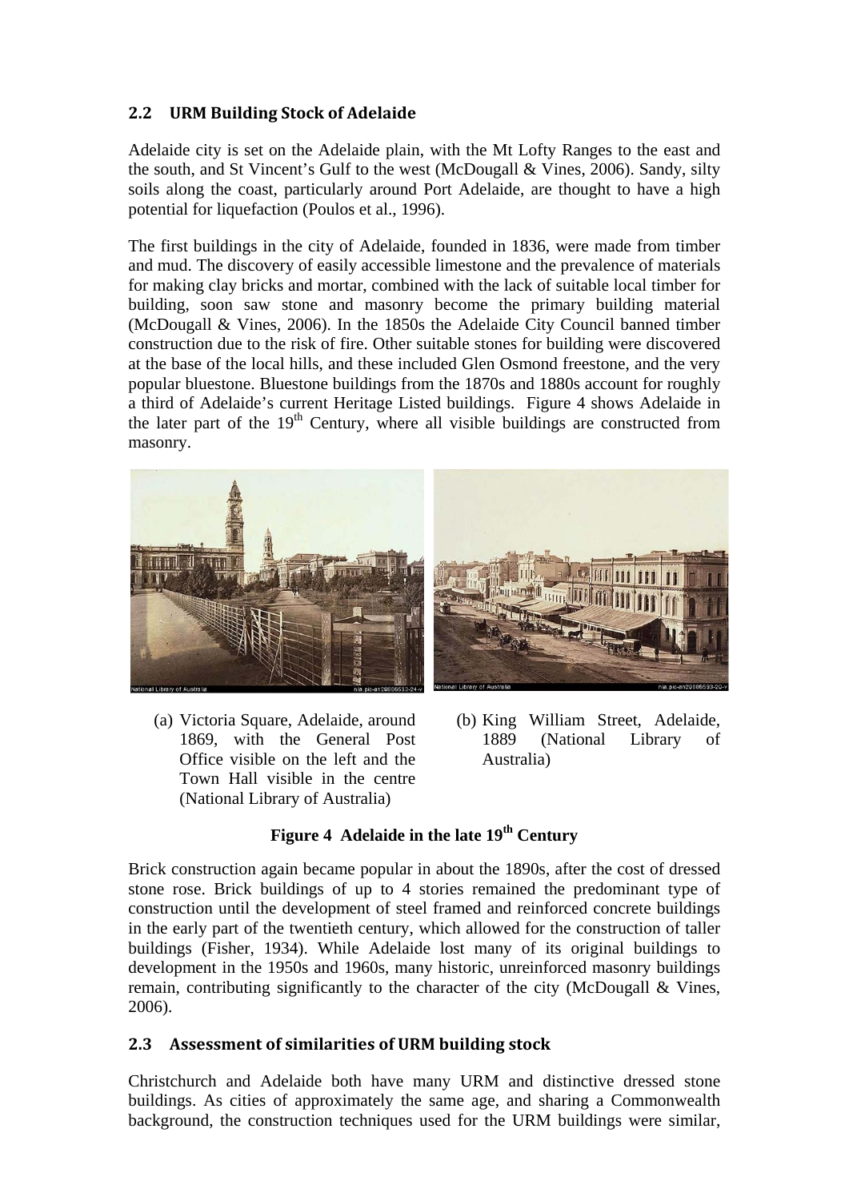## 2.2 URM Building Stock of Adelaide

Adelaide city is set on the Adelaide plain, with the Mt Lofty Ranges to the east and the south, and St Vincent's Gulf to the west (McDougall & Vines, 2006). Sandy, silty soils along the coast, particularly around Port Adelaide, are thought to have a high potential for liquefaction (Poulos et al., 1996).

The first buildings in the city of Adelaide, founded in 1836, were made from timber and mud. The discovery of easily accessible limestone and the prevalence of materials for making clay bricks and mortar, combined with the lack of suitable local timber for building, soon saw stone and masonry become the primary building material (McDougall & Vines, 2006). In the 1850s the Adelaide City Council banned timber construction due to the risk of fire. Other suitable stones for building were discovered at the base of the local hills, and these included Glen Osmond freestone, and the very popular bluestone. Bluestone buildings from the 1870s and 1880s account for roughly a third of Adelaide's current Heritage Listed buildings. Figure 4 shows Adelaide in the later part of the 19th Century, where all visible buildings are constructed from masonry.

(a) Victoria Square, Adelaide, around 1869, with the General Post Office visible on the left and the Town Hall visible in the centre (National Library of Australia)

(b) King William Street, Adelaide, 1889 (National Library of Australia)

**Figure 4 Adelaide in the late 19th Century**

Brick construction again became popular in about the 1890s, after the cost of dressed stone rose. Brick buildings of up to 4 stories remained the predominant type of construction until the development of steel framed and reinforced concrete buildings in the early part of the twentieth century, which allowed for the construction of taller buildings (Fisher, 1934). While Adelaide lost many of its original buildings to development in the 1950s and 1960s, many historic, unreinforced masonry buildings remain, contributing significantly to the character of the city (McDougall & Vines, 2006).

## 2.3 Assessment of similarities of URM building stock

Christchurch and Adelaide both have many URM and distinctive dressed stone buildings. As cities of approximately the same age, and sharing a Commonwealth background, the construction techniques used for the URM buildings were similar,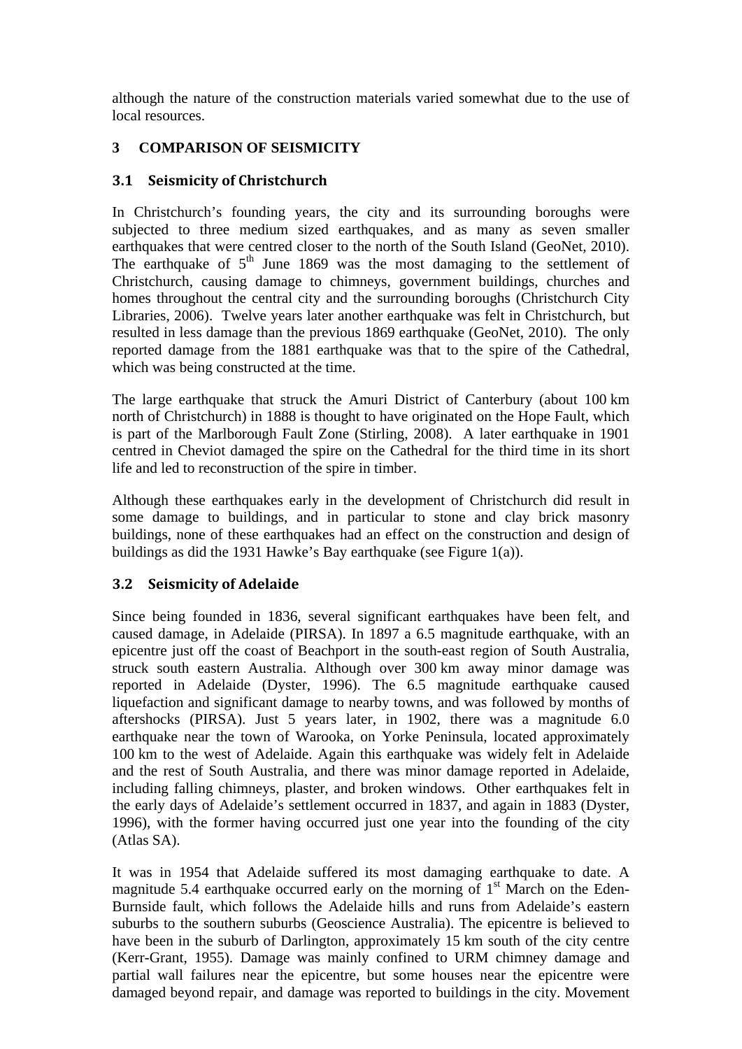although the nature of the construction materials varied somewhat due to the use of local resources.

## 3 COMPARISON OF SEISMICITY

### 3.1 Seismicity of Christchurch

In Christchurch's founding years, the city and its surrounding boroughs were subjected to three medium sized earthquakes, and as many as seven smaller earthquakes that were centred closer to the north of the South Island (GeoNet, 2010). The earthquake of 5th June 1869 was the most damaging to the settlement of Christchurch, causing damage to chimneys, government buildings, churches and homes throughout the central city and the surrounding boroughs (Christchurch City Libraries, 2006). Twelve years later another earthquake was felt in Christchurch, but resulted in less damage than the previous 1869 earthquake (GeoNet, 2010). The only reported damage from the 1881 earthquake was that to the spire of the Cathedral, which was being constructed at the time.

The large earthquake that struck the Amuri District of Canterbury (about 100 km north of Christchurch) in 1888 is thought to have originated on the Hope Fault, which is part of the Marlborough Fault Zone (Stirling, 2008). A later earthquake in 1901 centred in Cheviot damaged the spire on the Cathedral for the third time in its short life and led to reconstruction of the spire in timber.

Although these earthquakes early in the development of Christchurch did result in some damage to buildings, and in particular to stone and clay brick masonry buildings, none of these earthquakes had an effect on the construction and design of buildings as did the 1931 Hawke's Bay earthquake (see Figure 1(a)).

### 3.2 Seismicity of Adelaide

Since being founded in 1836, several significant earthquakes have been felt, and caused damage, in Adelaide (PIRSA). In 1897 a 6.5 magnitude earthquake, with an epicentre just off the coast of Beachport in the south-east region of South Australia, struck south eastern Australia. Although over 300 km away minor damage was reported in Adelaide (Dyster, 1996). The 6.5 magnitude earthquake caused liquefaction and significant damage to nearby towns, and was followed by months of aftershocks (PIRSA). Just 5 years later, in 1902, there was a magnitude 6.0 earthquake near the town of Warooka, on Yorke Peninsula, located approximately 100 km to the west of Adelaide. Again this earthquake was widely felt in Adelaide and the rest of South Australia, and there was minor damage reported in Adelaide, including falling chimneys, plaster, and broken windows. Other earthquakes felt in the early days of Adelaide's settlement occurred in 1837, and again in 1883 (Dyster, 1996), with the former having occurred just one year into the founding of the city (Atlas SA).

It was in 1954 that Adelaide suffered its most damaging earthquake to date. A magnitude 5.4 earthquake occurred early on the morning of 1st March on the Eden-Burnside fault, which follows the Adelaide hills and runs from Adelaide's eastern suburbs to the southern suburbs (Geoscience Australia). The epicentre is believed to have been in the suburb of Darlington, approximately 15 km south of the city centre (Kerr-Grant, 1955). Damage was mainly confined to URM chimney damage and partial wall failures near the epicentre, but some houses near the epicentre were damaged beyond repair, and damage was reported to buildings in the city. Movement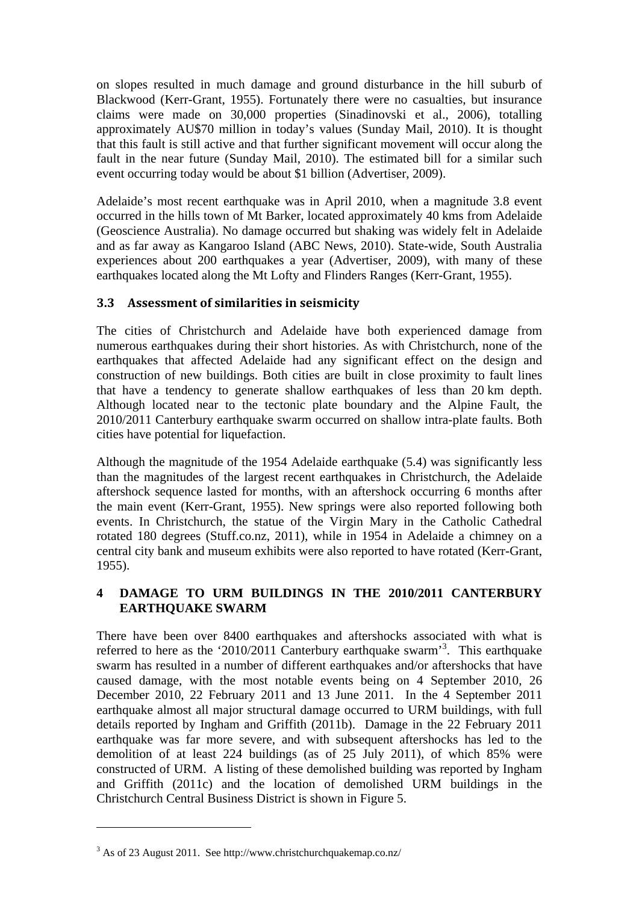on slopes resulted in much damage and ground disturbance in the hill suburb of Blackwood (Kerr-Grant, 1955). Fortunately there were no casualties, but insurance claims were made on 30,000 properties (Sinadinovski et al., 2006), totalling approximately AU$70 million in today's values (Sunday Mail, 2010). It is thought that this fault is still active and that further significant movement will occur along the fault in the near future (Sunday Mail, 2010). The estimated bill for a similar such event occurring today would be about $1 billion (Advertiser, 2009).

Adelaide's most recent earthquake was in April 2010, when a magnitude 3.8 event occurred in the hills town of Mt Barker, located approximately 40 kms from Adelaide (Geoscience Australia). No damage occurred but shaking was widely felt in Adelaide and as far away as Kangaroo Island (ABC News, 2010). State-wide, South Australia experiences about 200 earthquakes a year (Advertiser, 2009), with many of these earthquakes located along the Mt Lofty and Flinders Ranges (Kerr-Grant, 1955).

### 3.3 Assessment of similarities in seismicity

The cities of Christchurch and Adelaide have both experienced damage from numerous earthquakes during their short histories. As with Christchurch, none of the earthquakes that affected Adelaide had any significant effect on the design and construction of new buildings. Both cities are built in close proximity to fault lines that have a tendency to generate shallow earthquakes of less than 20 km depth. Although located near to the tectonic plate boundary and the Alpine Fault, the 2010/2011 Canterbury earthquake swarm occurred on shallow intra-plate faults. Both cities have potential for liquefaction.

Although the magnitude of the 1954 Adelaide earthquake (5.4) was significantly less than the magnitudes of the largest recent earthquakes in Christchurch, the Adelaide aftershock sequence lasted for months, with an aftershock occurring 6 months after the main event (Kerr-Grant, 1955). New springs were also reported following both events. In Christchurch, the statue of the Virgin Mary in the Catholic Cathedral rotated 180 degrees (Stuff.co.nz, 2011), while in 1954 in Adelaide a chimney on a central city bank and museum exhibits were also reported to have rotated (Kerr-Grant, 1955).

## 4 DAMAGE TO URM BUILDINGS IN THE 2010/2011 CANTERBURY EARTHQUAKE SWARM

There have been over 8400 earthquakes and aftershocks associated with what is referred to here as the '2010/2011 Canterbury earthquake swarm'[3]. This earthquake swarm has resulted in a number of different earthquakes and/or aftershocks that have caused damage, with the most notable events being on 4 September 2010, 26 December 2010, 22 February 2011 and 13 June 2011. In the 4 September 2011 earthquake almost all major structural damage occurred to URM buildings, with full details reported by Ingham and Griffith (2011b). Damage in the 22 February 2011 earthquake was far more severe, and with subsequent aftershocks has led to the demolition of at least 224 buildings (as of 25 July 2011), of which 85% were constructed of URM. A listing of these demolished building was reported by Ingham and Griffith (2011c) and the location of demolished URM buildings in the Christchurch Central Business District is shown in Figure 5.

[3] As of 23 August 2011. See http://www.christchurchquakemap.co.nz/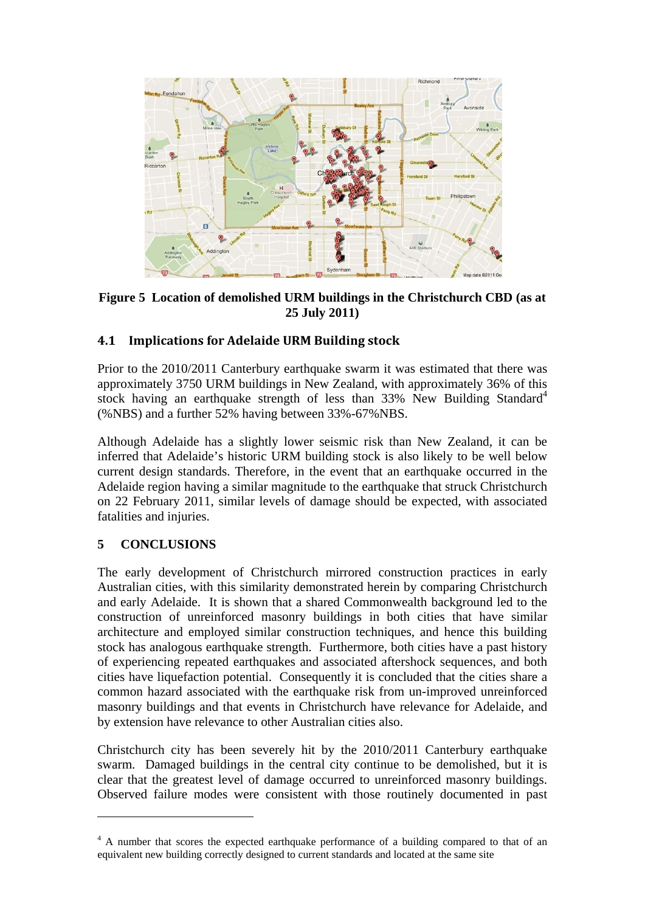**Figure 5 Location of demolished URM buildings in the Christchurch CBD (as at 25 July 2011)**

### 4.1 Implications for Adelaide URM Building stock

Prior to the 2010/2011 Canterbury earthquake swarm it was estimated that there was approximately 3750 URM buildings in New Zealand, with approximately 36% of this stock having an earthquake strength of less than 33% New Building Standard[4] (%NBS) and a further 52% having between 33%-67%NBS.

Although Adelaide has a slightly lower seismic risk than New Zealand, it can be inferred that Adelaide's historic URM building stock is also likely to be well below current design standards. Therefore, in the event that an earthquake occurred in the Adelaide region having a similar magnitude to the earthquake that struck Christchurch on 22 February 2011, similar levels of damage should be expected, with associated fatalities and injuries.

## 5 CONCLUSIONS

The early development of Christchurch mirrored construction practices in early Australian cities, with this similarity demonstrated herein by comparing Christchurch and early Adelaide. It is shown that a shared Commonwealth background led to the construction of unreinforced masonry buildings in both cities that have similar architecture and employed similar construction techniques, and hence this building stock has analogous earthquake strength. Furthermore, both cities have a past history of experiencing repeated earthquakes and associated aftershock sequences, and both cities have liquefaction potential. Consequently it is concluded that the cities share a common hazard associated with the earthquake risk from un-improved unreinforced masonry buildings and that events in Christchurch have relevance for Adelaide, and by extension have relevance to other Australian cities also.

Christchurch city has been severely hit by the 2010/2011 Canterbury earthquake swarm. Damaged buildings in the central city continue to be demolished, but it is clear that the greatest level of damage occurred to unreinforced masonry buildings. Observed failure modes were consistent with those routinely documented in past

[4] A number that scores the expected earthquake performance of a building compared to that of an equivalent new building correctly designed to current standards and located at the same site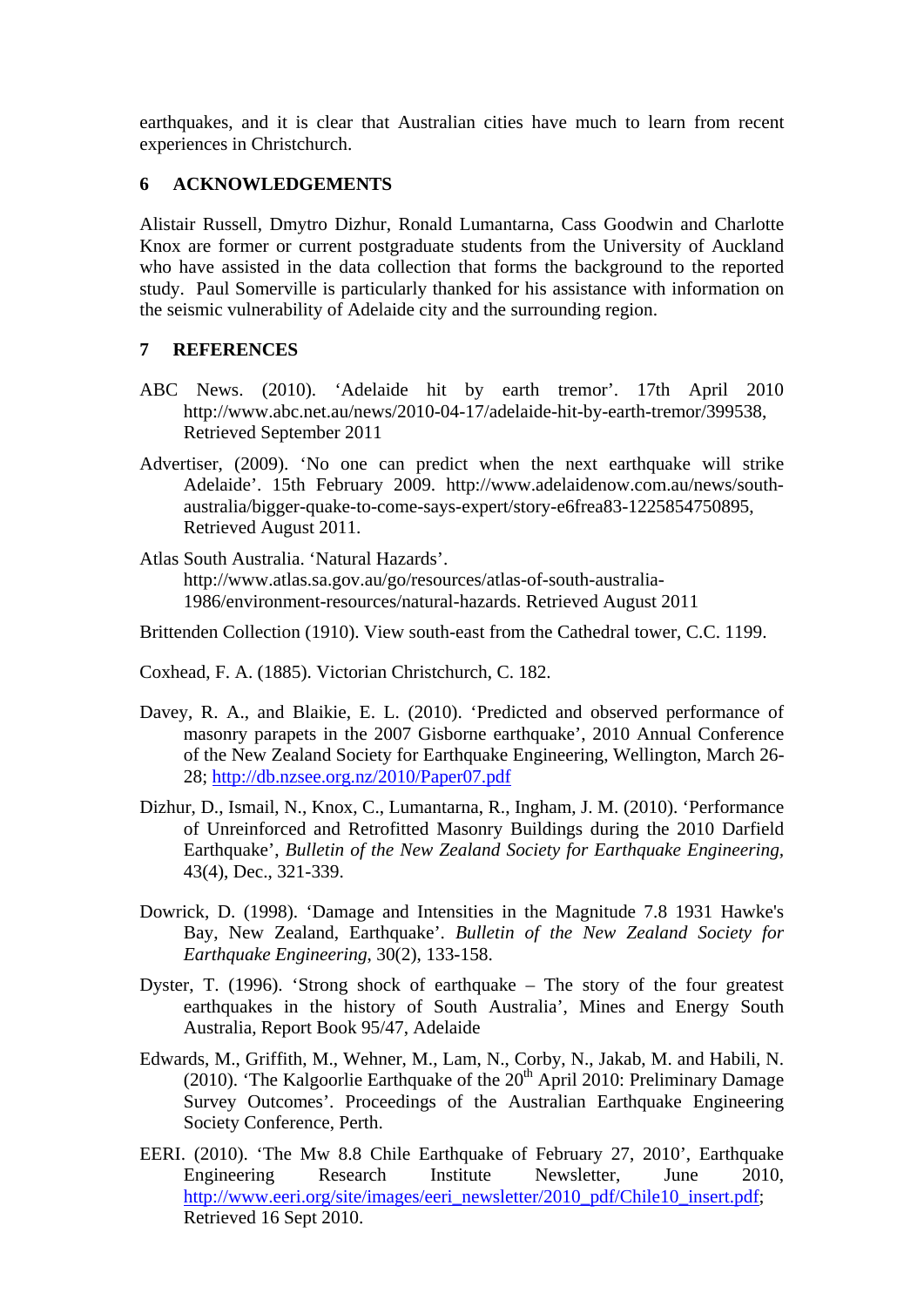earthquakes, and it is clear that Australian cities have much to learn from recent experiences in Christchurch.

## 6 ACKNOWLEDGEMENTS

Alistair Russell, Dmytro Dizhur, Ronald Lumantarna, Cass Goodwin and Charlotte Knox are former or current postgraduate students from the University of Auckland who have assisted in the data collection that forms the background to the reported study. Paul Somerville is particularly thanked for his assistance with information on the seismic vulnerability of Adelaide city and the surrounding region.

## 7 REFERENCES

ABC News. (2010). 'Adelaide hit by earth tremor'. 17th April 2010 http://www.abc.net.au/news/2010-04-17/adelaide-hit-by-earth-tremor/399538, Retrieved September 2011

Advertiser, (2009). 'No one can predict when the next earthquake will strike Adelaide'. 15th February 2009. http://www.adelaidenow.com.au/news/south-australia/bigger-quake-to-come-says-expert/story-e6frea83-1225854750895, Retrieved August 2011.

Atlas South Australia. 'Natural Hazards'. http://www.atlas.sa.gov.au/go/resources/atlas-of-south-australia-1986/environment-resources/natural-hazards. Retrieved August 2011

Brittenden Collection (1910). View south-east from the Cathedral tower, C.C. 1199.

Coxhead, F. A. (1885). Victorian Christchurch, C. 182.

Davey, R. A., and Blaikie, E. L. (2010). 'Predicted and observed performance of masonry parapets in the 2007 Gisborne earthquake', 2010 Annual Conference of the New Zealand Society for Earthquake Engineering, Wellington, March 26-28; http://db.nzsee.org.nz/2010/Paper07.pdf

Dizhur, D., Ismail, N., Knox, C., Lumantarna, R., Ingham, J. M. (2010). 'Performance of Unreinforced and Retrofitted Masonry Buildings during the 2010 Darfield Earthquake', *Bulletin of the New Zealand Society for Earthquake Engineering*, 43(4), Dec., 321-339.

Dowrick, D. (1998). 'Damage and Intensities in the Magnitude 7.8 1931 Hawke's Bay, New Zealand, Earthquake'. *Bulletin of the New Zealand Society for Earthquake Engineering*, 30(2), 133-158.

Dyster, T. (1996). 'Strong shock of earthquake – The story of the four greatest earthquakes in the history of South Australia', Mines and Energy South Australia, Report Book 95/47, Adelaide

Edwards, M., Griffith, M., Wehner, M., Lam, N., Corby, N., Jakab, M. and Habili, N. (2010). 'The Kalgoorlie Earthquake of the 20th April 2010: Preliminary Damage Survey Outcomes'. Proceedings of the Australian Earthquake Engineering Society Conference, Perth.

EERI. (2010). 'The Mw 8.8 Chile Earthquake of February 27, 2010', Earthquake Engineering Research Institute Newsletter, June 2010, http://www.eeri.org/site/images/eeri_newsletter/2010_pdf/Chile10_insert.pdf; Retrieved 16 Sept 2010.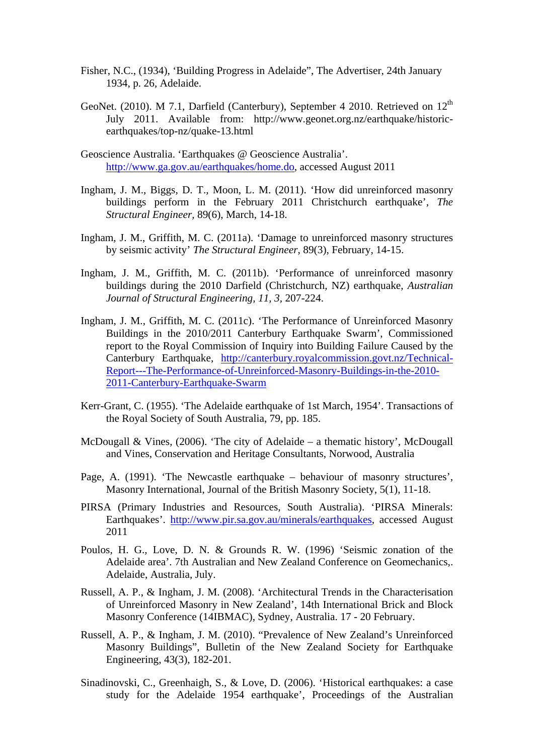Fisher, N.C., (1934), ‘Building Progress in Adelaide”, The Advertiser, 24th January 1934, p. 26, Adelaide.

GeoNet. (2010). M 7.1, Darfield (Canterbury), September 4 2010. Retrieved on 12th July 2011. Available from: http://www.geonet.org.nz/earthquake/historic-earthquakes/top-nz/quake-13.html

Geoscience Australia. ‘Earthquakes @ Geoscience Australia’. http://www.ga.gov.au/earthquakes/home.do, accessed August 2011

Ingham, J. M., Biggs, D. T., Moon, L. M. (2011). ‘How did unreinforced masonry buildings perform in the February 2011 Christchurch earthquake’, *The Structural Engineer,* 89(6), March, 14-18.

Ingham, J. M., Griffith, M. C. (2011a). ‘Damage to unreinforced masonry structures by seismic activity’ *The Structural Engineer,* 89(3), February, 14-15.

Ingham, J. M., Griffith, M. C. (2011b). ‘Performance of unreinforced masonry buildings during the 2010 Darfield (Christchurch, NZ) earthquake, *Australian Journal of Structural Engineering, 11, 3*, 207-224.

Ingham, J. M., Griffith, M. C. (2011c). ‘The Performance of Unreinforced Masonry Buildings in the 2010/2011 Canterbury Earthquake Swarm’, Commissioned report to the Royal Commission of Inquiry into Building Failure Caused by the Canterbury Earthquake, http://canterbury.royalcommission.govt.nz/Technical-Report---The-Performance-of-Unreinforced-Masonry-Buildings-in-the-2010-2011-Canterbury-Earthquake-Swarm

Kerr-Grant, C. (1955). ‘The Adelaide earthquake of 1st March, 1954’. Transactions of the Royal Society of South Australia, 79, pp. 185.

McDougall & Vines, (2006). ‘The city of Adelaide – a thematic history’, McDougall and Vines, Conservation and Heritage Consultants, Norwood, Australia

Page, A. (1991). ‘The Newcastle earthquake – behaviour of masonry structures’, Masonry International, Journal of the British Masonry Society, 5(1), 11-18.

PIRSA (Primary Industries and Resources, South Australia). ‘PIRSA Minerals: Earthquakes’. http://www.pir.sa.gov.au/minerals/earthquakes, accessed August 2011

Poulos, H. G., Love, D. N. & Grounds R. W. (1996) ‘Seismic zonation of the Adelaide area’. 7th Australian and New Zealand Conference on Geomechanics,. Adelaide, Australia, July.

Russell, A. P., & Ingham, J. M. (2008). ‘Architectural Trends in the Characterisation of Unreinforced Masonry in New Zealand’, 14th International Brick and Block Masonry Conference (14IBMAC), Sydney, Australia. 17 - 20 February.

Russell, A. P., & Ingham, J. M. (2010). “Prevalence of New Zealand’s Unreinforced Masonry Buildings”, Bulletin of the New Zealand Society for Earthquake Engineering, 43(3), 182-201.

Sinadinovski, C., Greenhaigh, S., & Love, D. (2006). ‘Historical earthquakes: a case study for the Adelaide 1954 earthquake’, Proceedings of the Australian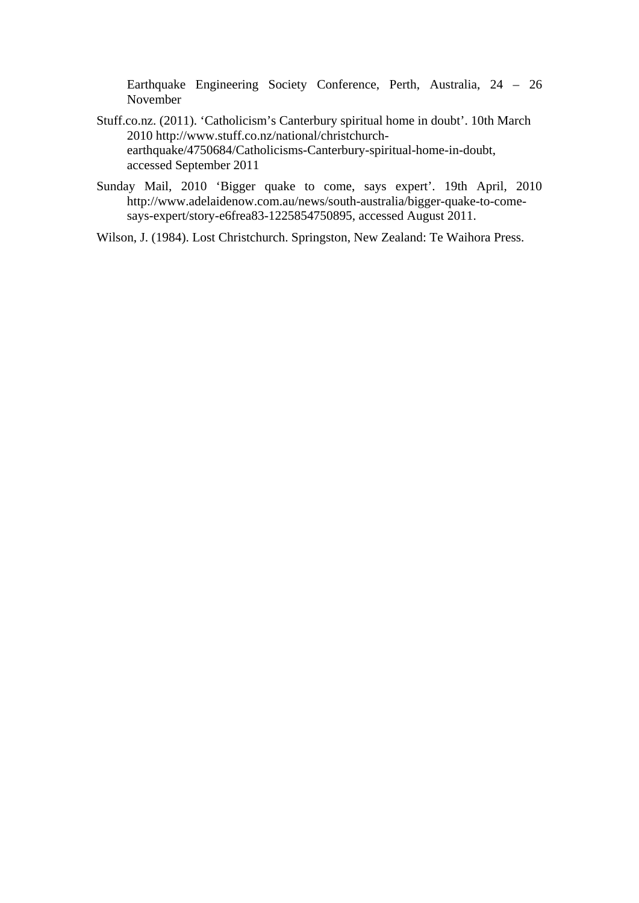Earthquake Engineering Society Conference, Perth, Australia, 24 – 26 November

Stuff.co.nz. (2011). 'Catholicism's Canterbury spiritual home in doubt'. 10th March 2010 http://www.stuff.co.nz/national/christchurch-earthquake/4750684/Catholicisms-Canterbury-spiritual-home-in-doubt, accessed September 2011

Sunday Mail, 2010 'Bigger quake to come, says expert'. 19th April, 2010 http://www.adelaidenow.com.au/news/south-australia/bigger-quake-to-come-says-expert/story-e6frea83-1225854750895, accessed August 2011.

Wilson, J. (1984). Lost Christchurch. Springston, New Zealand: Te Waihora Press.